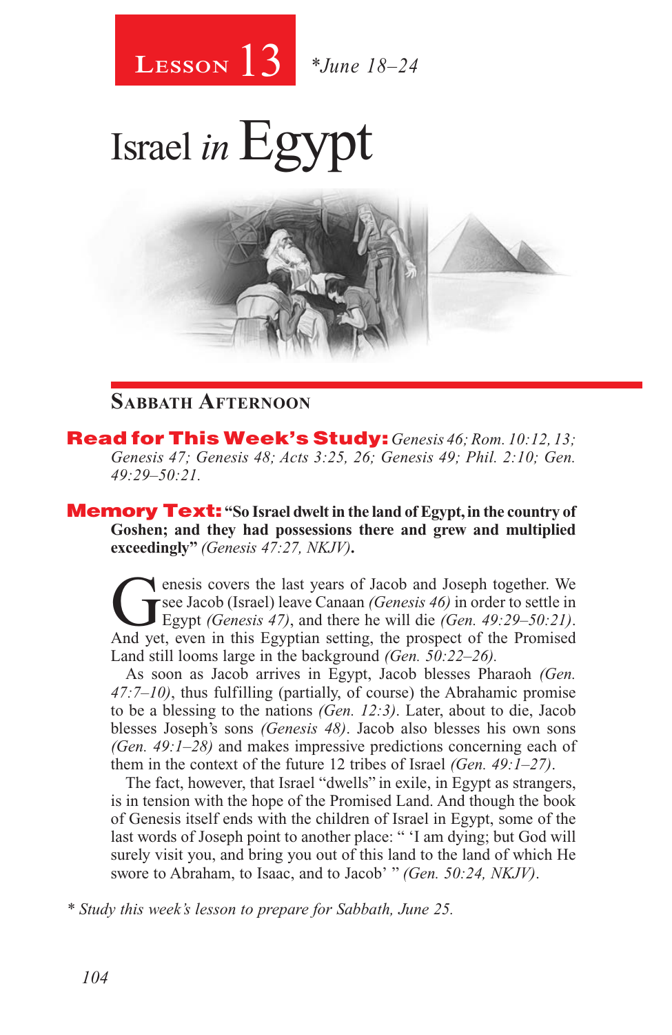# Lesson 13 *June 18–24

# Israel *in* Egypt

## Sabbath Afternoon

**Read for This Week's Study:** *Genesis 46; Rom. 10:12, 13; Genesis 47; Genesis 48; Acts 3:25, 26; Genesis 49; Phil. 2:10; Gen. 49:29–50:21.*

**Memory Text: "So Israel dwelt in the land of Egypt, in the country of Goshen; and they had possessions there and grew and multiplied exceedingly"** *(Genesis 47:27, NKJV)***.**

Genesis covers the last years of Jacob and Joseph together. We see Jacob (Israel) leave Canaan *(Genesis 46)* in order to settle in Egypt *(Genesis 47)*, and there he will die *(Gen. 49:29–50:21)*. And yet, even in this Egyptian setting, the prospect of the Promised Land still looms large in the background *(Gen. 50:22–26)*.

As soon as Jacob arrives in Egypt, Jacob blesses Pharaoh *(Gen. 47:7–10)*, thus fulfilling (partially, of course) the Abrahamic promise to be a blessing to the nations *(Gen. 12:3)*. Later, about to die, Jacob blesses Joseph's sons *(Genesis 48)*. Jacob also blesses his own sons *(Gen. 49:1–28)* and makes impressive predictions concerning each of them in the context of the future 12 tribes of Israel *(Gen. 49:1–27)*.

The fact, however, that Israel "dwells" in exile, in Egypt as strangers, is in tension with the hope of the Promised Land. And though the book of Genesis itself ends with the children of Israel in Egypt, some of the last words of Joseph point to another place: " 'I am dying; but God will surely visit you, and bring you out of this land to the land of which He swore to Abraham, to Isaac, and to Jacob' " *(Gen. 50:24, NKJV)*.

*\* Study this week's lesson to prepare for Sabbath, June 25.*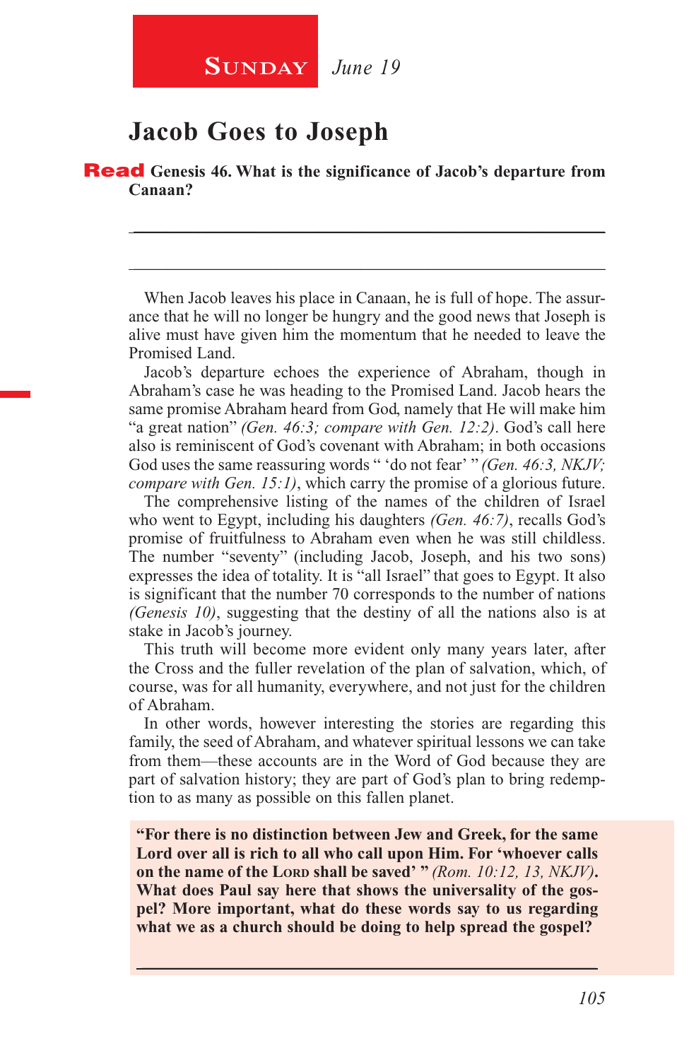**Sunday** *June 19*

# Jacob Goes to Joseph

**Read Genesis 46. What is the significance of Jacob's departure from Canaan?**

_______________________________________________

_______________________________________________

When Jacob leaves his place in Canaan, he is full of hope. The assurance that he will no longer be hungry and the good news that Joseph is alive must have given him the momentum that he needed to leave the Promised Land.

Jacob's departure echoes the experience of Abraham, though in Abraham's case he was heading to the Promised Land. Jacob hears the same promise Abraham heard from God, namely that He will make him "a great nation" *(Gen. 46:3; compare with Gen. 12:2)*. God's call here also is reminiscent of God's covenant with Abraham; in both occasions God uses the same reassuring words " 'do not fear' " *(Gen. 46:3, NKJV; compare with Gen. 15:1)*, which carry the promise of a glorious future.

The comprehensive listing of the names of the children of Israel who went to Egypt, including his daughters *(Gen. 46:7)*, recalls God's promise of fruitfulness to Abraham even when he was still childless. The number "seventy" (including Jacob, Joseph, and his two sons) expresses the idea of totality. It is "all Israel" that goes to Egypt. It also is significant that the number 70 corresponds to the number of nations *(Genesis 10)*, suggesting that the destiny of all the nations also is at stake in Jacob's journey.

This truth will become more evident only many years later, after the Cross and the fuller revelation of the plan of salvation, which, of course, was for all humanity, everywhere, and not just for the children of Abraham.

In other words, however interesting the stories are regarding this family, the seed of Abraham, and whatever spiritual lessons we can take from them—these accounts are in the Word of God because they are part of salvation history; they are part of God's plan to bring redemption to as many as possible on this fallen planet.

**"For there is no distinction between Jew and Greek, for the same Lord over all is rich to all who call upon Him. For 'whoever calls on the name of the Lord shall be saved' "** *(Rom. 10:12, 13, NKJV)*. **What does Paul say here that shows the universality of the gospel? More important, what do these words say to us regarding what we as a church should be doing to help spread the gospel?**

_______________________________________________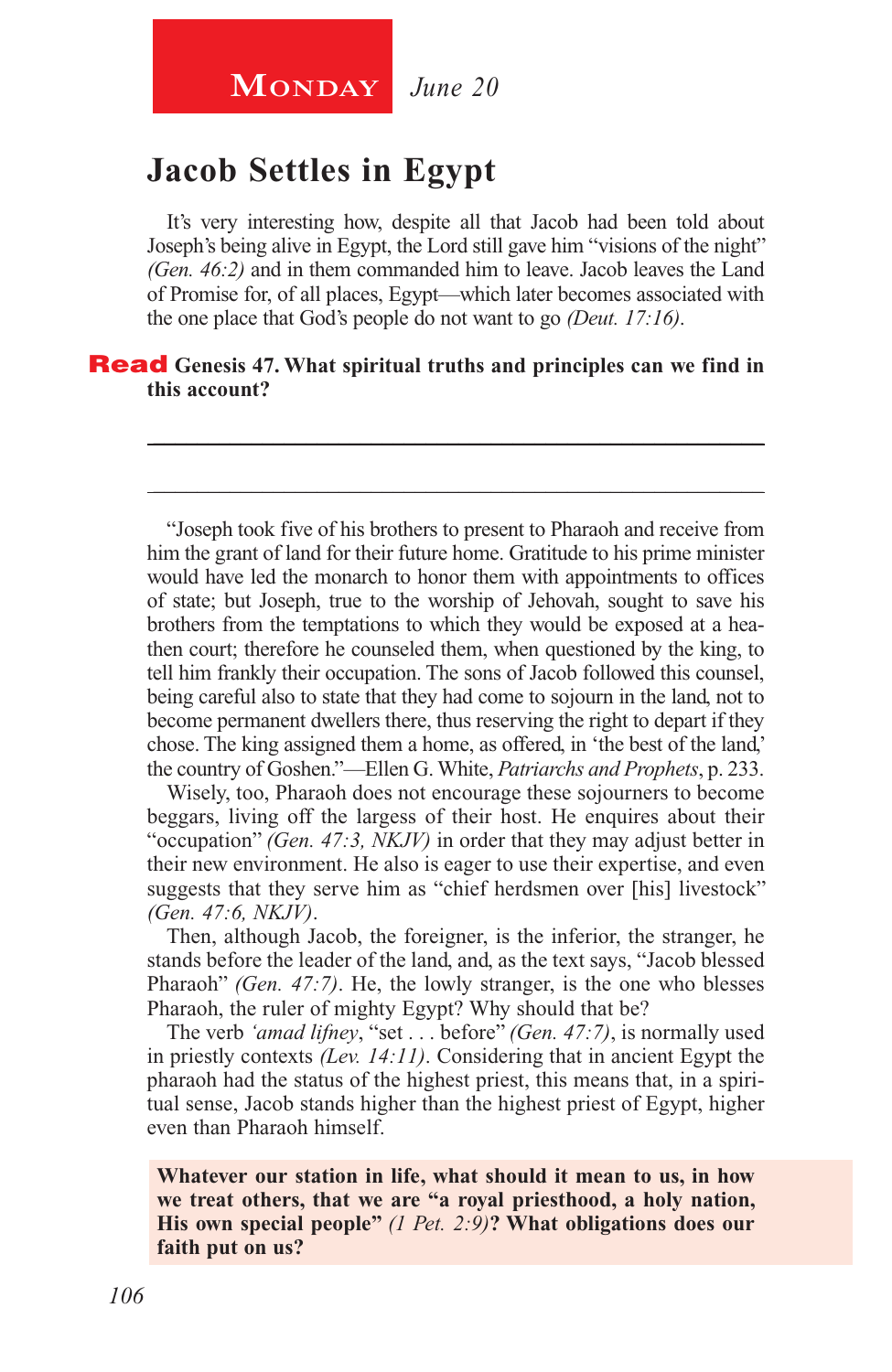**Monday** *June 20*

# Jacob Settles in Egypt

It's very interesting how, despite all that Jacob had been told about Joseph's being alive in Egypt, the Lord still gave him "visions of the night" *(Gen. 46:2)* and in them commanded him to leave. Jacob leaves the Land of Promise for, of all places, Egypt—which later becomes associated with the one place that God's people do not want to go *(Deut. 17:16)*.

**Read Genesis 47. What spiritual truths and principles can we find in this account?**

_______________________________________________

_______________________________________________

"Joseph took five of his brothers to present to Pharaoh and receive from him the grant of land for their future home. Gratitude to his prime minister would have led the monarch to honor them with appointments to offices of state; but Joseph, true to the worship of Jehovah, sought to save his brothers from the temptations to which they would be exposed at a heathen court; therefore he counseled them, when questioned by the king, to tell him frankly their occupation. The sons of Jacob followed this counsel, being careful also to state that they had come to sojourn in the land, not to become permanent dwellers there, thus reserving the right to depart if they chose. The king assigned them a home, as offered, in 'the best of the land,' the country of Goshen."—Ellen G. White, *Patriarchs and Prophets*, p. 233.

Wisely, too, Pharaoh does not encourage these sojourners to become beggars, living off the largess of their host. He enquires about their "occupation" *(Gen. 47:3, NKJV)* in order that they may adjust better in their new environment. He also is eager to use their expertise, and even suggests that they serve him as "chief herdsmen over [his] livestock" *(Gen. 47:6, NKJV)*.

Then, although Jacob, the foreigner, is the inferior, the stranger, he stands before the leader of the land, and, as the text says, "Jacob blessed Pharaoh" *(Gen. 47:7)*. He, the lowly stranger, is the one who blesses Pharaoh, the ruler of mighty Egypt? Why should that be?

The verb *'amad lifney*, "set . . . before" *(Gen. 47:7)*, is normally used in priestly contexts *(Lev. 14:11)*. Considering that in ancient Egypt the pharaoh had the status of the highest priest, this means that, in a spiritual sense, Jacob stands higher than the highest priest of Egypt, higher even than Pharaoh himself.

**Whatever our station in life, what should it mean to us, in how we treat others, that we are "a royal priesthood, a holy nation, His own special people"** *(1 Pet. 2:9)***? What obligations does our faith put on us?**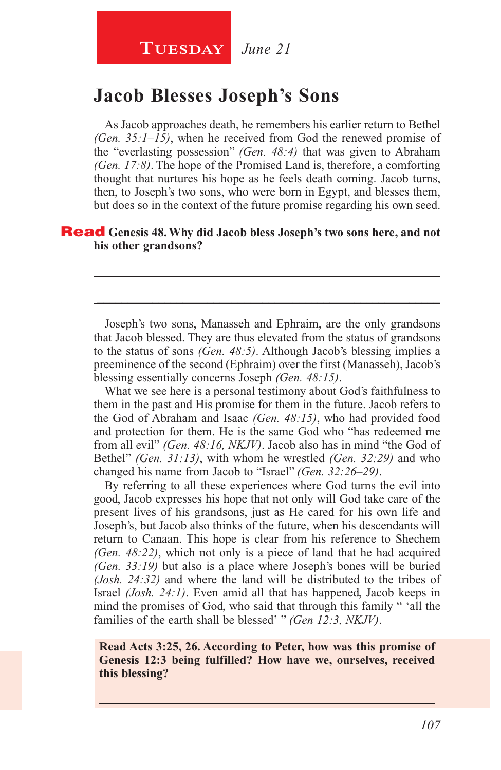**Tuesday** *June 21*

# Jacob Blesses Joseph's Sons

As Jacob approaches death, he remembers his earlier return to Bethel *(Gen. 35:1–15)*, when he received from God the renewed promise of the "everlasting possession" *(Gen. 48:4)* that was given to Abraham *(Gen. 17:8)*. The hope of the Promised Land is, therefore, a comforting thought that nurtures his hope as he feels death coming. Jacob turns, then, to Joseph's two sons, who were born in Egypt, and blesses them, but does so in the context of the future promise regarding his own seed.

**Read Genesis 48. Why did Jacob bless Joseph's two sons here, and not his other grandsons?**

______________________________________________________________

______________________________________________________________

Joseph's two sons, Manasseh and Ephraim, are the only grandsons that Jacob blessed. They are thus elevated from the status of grandsons to the status of sons *(Gen. 48:5)*. Although Jacob's blessing implies a preeminence of the second (Ephraim) over the first (Manasseh), Jacob's blessing essentially concerns Joseph *(Gen. 48:15)*.

What we see here is a personal testimony about God's faithfulness to them in the past and His promise for them in the future. Jacob refers to the God of Abraham and Isaac *(Gen. 48:15)*, who had provided food and protection for them. He is the same God who "has redeemed me from all evil" *(Gen. 48:16, NKJV)*. Jacob also has in mind "the God of Bethel" *(Gen. 31:13)*, with whom he wrestled *(Gen. 32:29)* and who changed his name from Jacob to "Israel" *(Gen. 32:26–29)*.

By referring to all these experiences where God turns the evil into good, Jacob expresses his hope that not only will God take care of the present lives of his grandsons, just as He cared for his own life and Joseph's, but Jacob also thinks of the future, when his descendants will return to Canaan. This hope is clear from his reference to Shechem *(Gen. 48:22)*, which not only is a piece of land that he had acquired *(Gen. 33:19)* but also is a place where Joseph's bones will be buried *(Josh. 24:32)* and where the land will be distributed to the tribes of Israel *(Josh. 24:1)*. Even amid all that has happened, Jacob keeps in mind the promises of God, who said that through this family " 'all the families of the earth shall be blessed' " *(Gen 12:3, NKJV)*.

**Read Acts 3:25, 26. According to Peter, how was this promise of Genesis 12:3 being fulfilled? How have we, ourselves, received this blessing?**

______________________________________________________________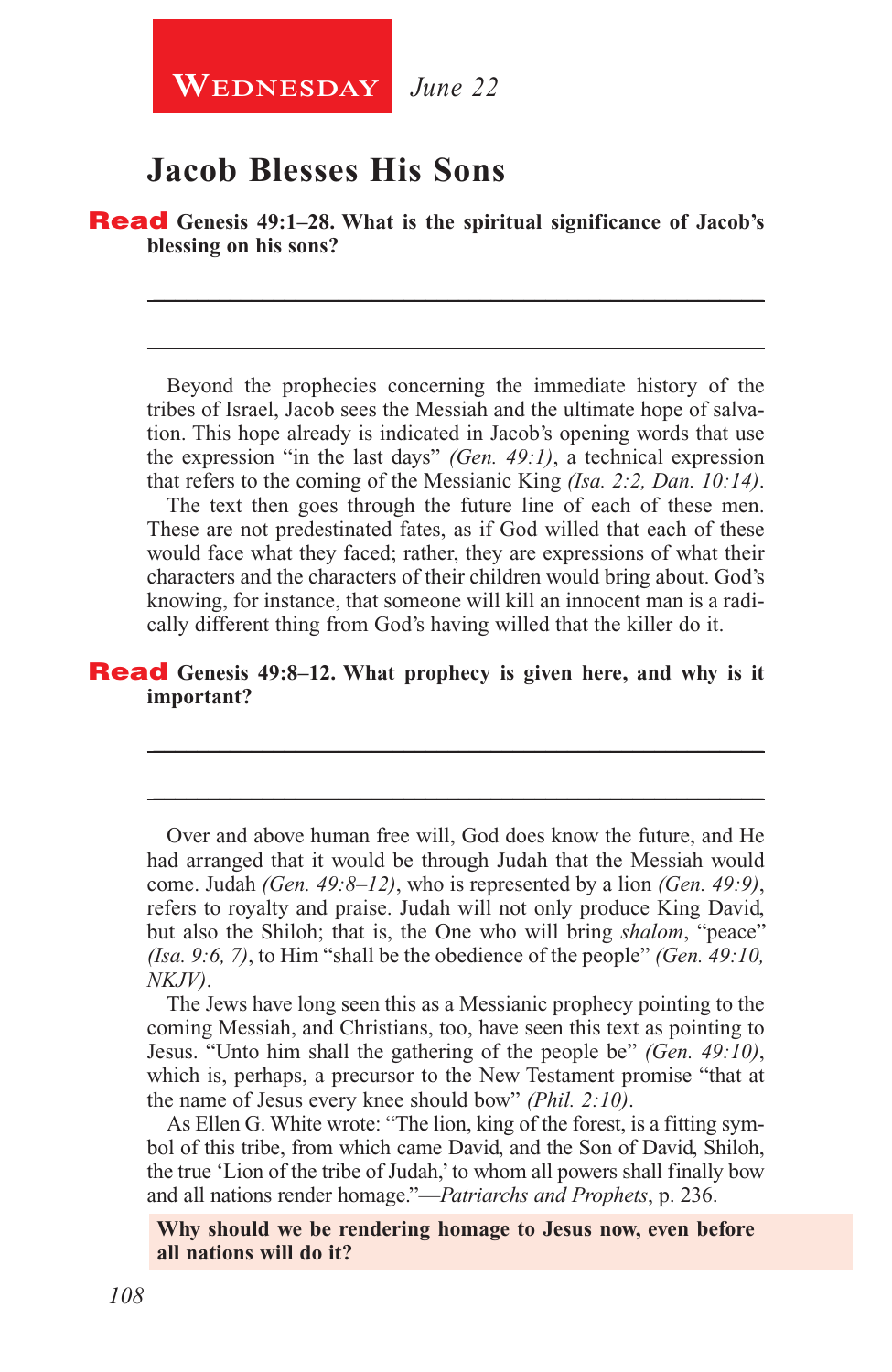**Wednesday** *June 22*

## Jacob Blesses His Sons

**Read Genesis 49:1–28. What is the spiritual significance of Jacob's blessing on his sons?**

Beyond the prophecies concerning the immediate history of the tribes of Israel, Jacob sees the Messiah and the ultimate hope of salvation. This hope already is indicated in Jacob's opening words that use the expression "in the last days" *(Gen. 49:1)*, a technical expression that refers to the coming of the Messianic King *(Isa. 2:2, Dan. 10:14)*.

The text then goes through the future line of each of these men. These are not predestinated fates, as if God willed that each of these would face what they faced; rather, they are expressions of what their characters and the characters of their children would bring about. God's knowing, for instance, that someone will kill an innocent man is a radically different thing from God's having willed that the killer do it.

**Read Genesis 49:8–12. What prophecy is given here, and why is it important?**

Over and above human free will, God does know the future, and He had arranged that it would be through Judah that the Messiah would come. Judah *(Gen. 49:8–12)*, who is represented by a lion *(Gen. 49:9)*, refers to royalty and praise. Judah will not only produce King David, but also the Shiloh; that is, the One who will bring *shalom*, "peace" *(Isa. 9:6, 7)*, to Him "shall be the obedience of the people" *(Gen. 49:10, NKJV)*.

The Jews have long seen this as a Messianic prophecy pointing to the coming Messiah, and Christians, too, have seen this text as pointing to Jesus. "Unto him shall the gathering of the people be" *(Gen. 49:10)*, which is, perhaps, a precursor to the New Testament promise "that at the name of Jesus every knee should bow" *(Phil. 2:10)*.

As Ellen G. White wrote: "The lion, king of the forest, is a fitting symbol of this tribe, from which came David, and the Son of David, Shiloh, the true 'Lion of the tribe of Judah,' to whom all powers shall finally bow and all nations render homage."—*Patriarchs and Prophets*, p. 236.

**Why should we be rendering homage to Jesus now, even before all nations will do it?**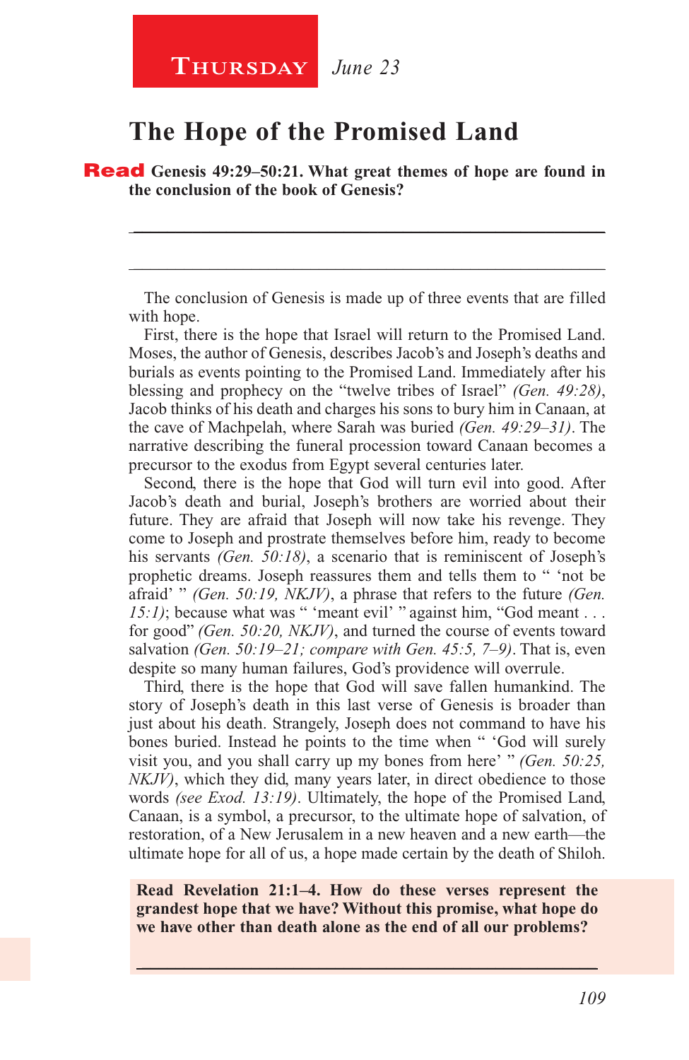**Thursday** *June 23*

# The Hope of the Promised Land

**Read Genesis 49:29–50:21. What great themes of hope are found in the conclusion of the book of Genesis?**

_______________________________________________

_______________________________________________

The conclusion of Genesis is made up of three events that are filled with hope.

First, there is the hope that Israel will return to the Promised Land. Moses, the author of Genesis, describes Jacob's and Joseph's deaths and burials as events pointing to the Promised Land. Immediately after his blessing and prophecy on the "twelve tribes of Israel" *(Gen. 49:28)*, Jacob thinks of his death and charges his sons to bury him in Canaan, at the cave of Machpelah, where Sarah was buried *(Gen. 49:29–31)*. The narrative describing the funeral procession toward Canaan becomes a precursor to the exodus from Egypt several centuries later.

Second, there is the hope that God will turn evil into good. After Jacob's death and burial, Joseph's brothers are worried about their future. They are afraid that Joseph will now take his revenge. They come to Joseph and prostrate themselves before him, ready to become his servants *(Gen. 50:18)*, a scenario that is reminiscent of Joseph's prophetic dreams. Joseph reassures them and tells them to " 'not be afraid' " *(Gen. 50:19, NKJV)*, a phrase that refers to the future *(Gen. 15:1)*; because what was " 'meant evil' " against him, "God meant . . . for good" *(Gen. 50:20, NKJV)*, and turned the course of events toward salvation *(Gen. 50:19–21; compare with Gen. 45:5, 7–9)*. That is, even despite so many human failures, God's providence will overrule.

Third, there is the hope that God will save fallen humankind. The story of Joseph's death in this last verse of Genesis is broader than just about his death. Strangely, Joseph does not command to have his bones buried. Instead he points to the time when " 'God will surely visit you, and you shall carry up my bones from here' " *(Gen. 50:25, NKJV)*, which they did, many years later, in direct obedience to those words *(see Exod. 13:19)*. Ultimately, the hope of the Promised Land, Canaan, is a symbol, a precursor, to the ultimate hope of salvation, of restoration, of a New Jerusalem in a new heaven and a new earth—the ultimate hope for all of us, a hope made certain by the death of Shiloh.

**Read Revelation 21:1–4. How do these verses represent the grandest hope that we have? Without this promise, what hope do we have other than death alone as the end of all our problems?**

_______________________________________________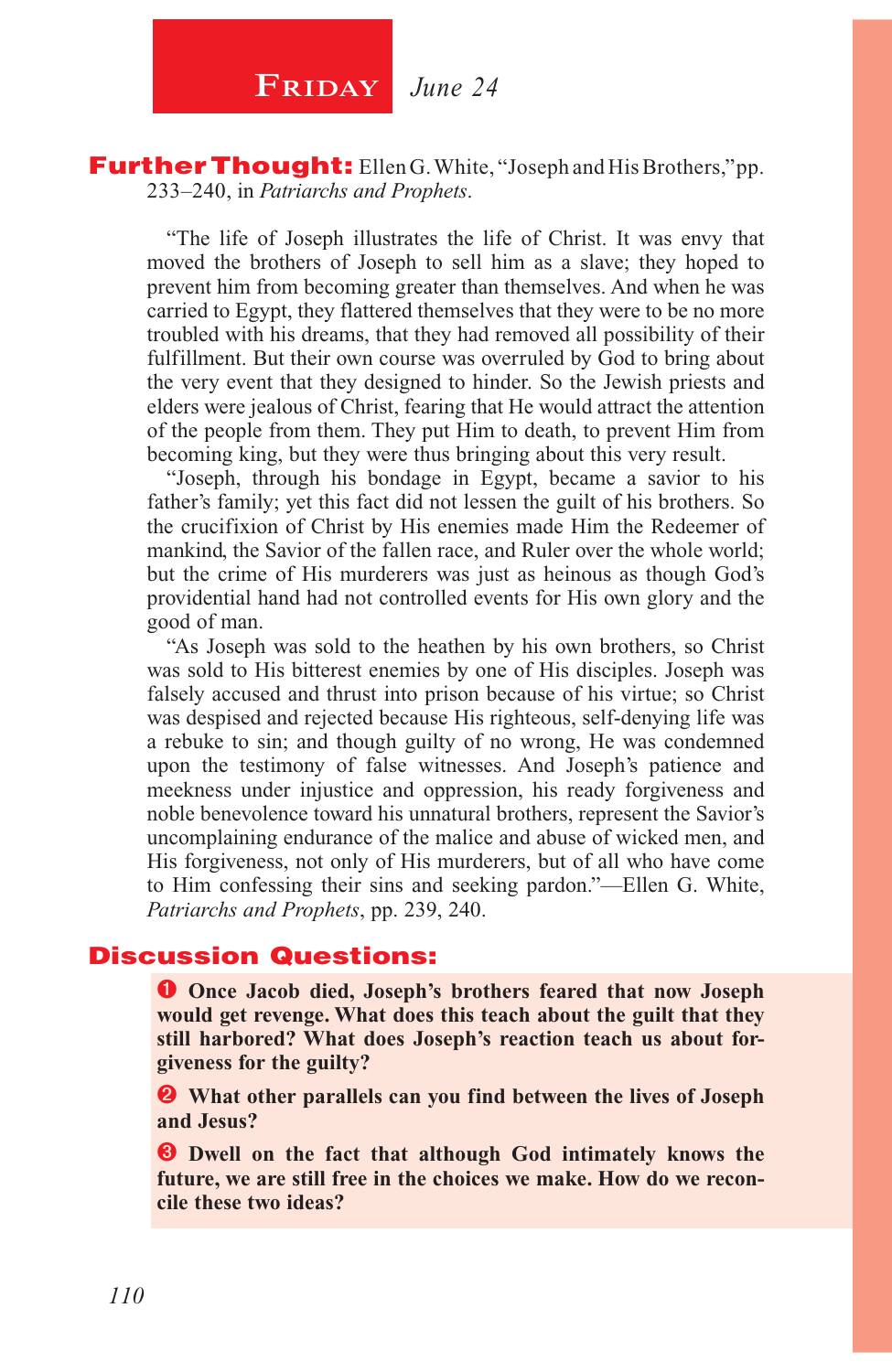# **Friday** *June 24*

**Further Thought:** Ellen G. White, "Joseph and His Brothers," pp. 233–240, in *Patriarchs and Prophets*.

"The life of Joseph illustrates the life of Christ. It was envy that moved the brothers of Joseph to sell him as a slave; they hoped to prevent him from becoming greater than themselves. And when he was carried to Egypt, they flattered themselves that they were to be no more troubled with his dreams, that they had removed all possibility of their fulfillment. But their own course was overruled by God to bring about the very event that they designed to hinder. So the Jewish priests and elders were jealous of Christ, fearing that He would attract the attention of the people from them. They put Him to death, to prevent Him from becoming king, but they were thus bringing about this very result.

"Joseph, through his bondage in Egypt, became a savior to his father's family; yet this fact did not lessen the guilt of his brothers. So the crucifixion of Christ by His enemies made Him the Redeemer of mankind, the Savior of the fallen race, and Ruler over the whole world; but the crime of His murderers was just as heinous as though God's providential hand had not controlled events for His own glory and the good of man.

"As Joseph was sold to the heathen by his own brothers, so Christ was sold to His bitterest enemies by one of His disciples. Joseph was falsely accused and thrust into prison because of his virtue; so Christ was despised and rejected because His righteous, self-denying life was a rebuke to sin; and though guilty of no wrong, He was condemned upon the testimony of false witnesses. And Joseph's patience and meekness under injustice and oppression, his ready forgiveness and noble benevolence toward his unnatural brothers, represent the Savior's uncomplaining endurance of the malice and abuse of wicked men, and His forgiveness, not only of His murderers, but of all who have come to Him confessing their sins and seeking pardon."—Ellen G. White, *Patriarchs and Prophets*, pp. 239, 240.

## Discussion Questions:

❶ **Once Jacob died, Joseph's brothers feared that now Joseph would get revenge. What does this teach about the guilt that they still harbored? What does Joseph's reaction teach us about forgiveness for the guilty?**

❷ **What other parallels can you find between the lives of Joseph and Jesus?**

❸ **Dwell on the fact that although God intimately knows the future, we are still free in the choices we make. How do we reconcile these two ideas?**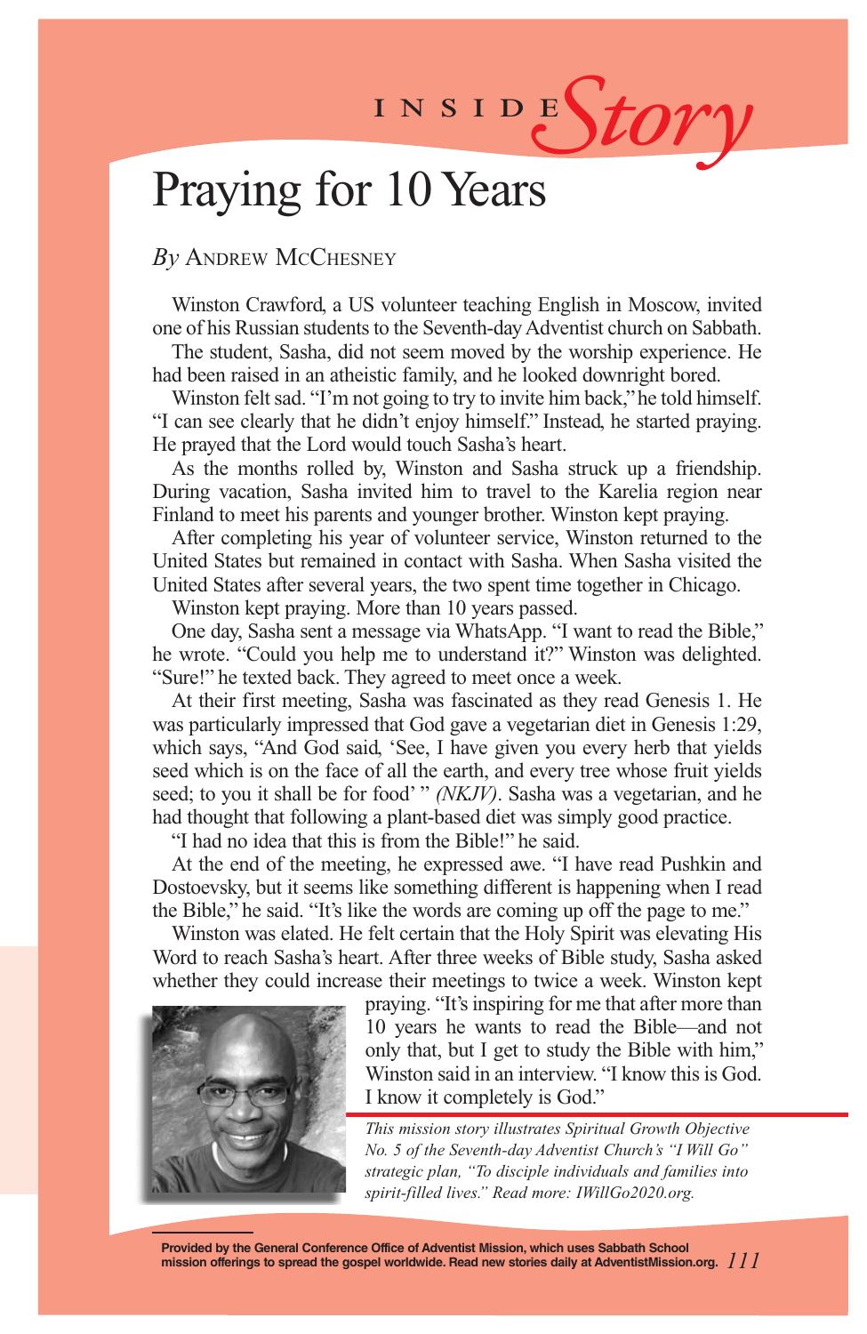INSIDE *Story*

# Praying for 10 Years

*By* Andrew McChesney

Winston Crawford, a US volunteer teaching English in Moscow, invited one of his Russian students to the Seventh-day Adventist church on Sabbath.

The student, Sasha, did not seem moved by the worship experience. He had been raised in an atheistic family, and he looked downright bored.

Winston felt sad. "I'm not going to try to invite him back," he told himself. "I can see clearly that he didn't enjoy himself." Instead, he started praying. He prayed that the Lord would touch Sasha's heart.

As the months rolled by, Winston and Sasha struck up a friendship. During vacation, Sasha invited him to travel to the Karelia region near Finland to meet his parents and younger brother. Winston kept praying.

After completing his year of volunteer service, Winston returned to the United States but remained in contact with Sasha. When Sasha visited the United States after several years, the two spent time together in Chicago.

Winston kept praying. More than 10 years passed.

One day, Sasha sent a message via WhatsApp. "I want to read the Bible," he wrote. "Could you help me to understand it?" Winston was delighted. "Sure!" he texted back. They agreed to meet once a week.

At their first meeting, Sasha was fascinated as they read Genesis 1. He was particularly impressed that God gave a vegetarian diet in Genesis 1:29, which says, "And God said, 'See, I have given you every herb that yields seed which is on the face of all the earth, and every tree whose fruit yields seed; to you it shall be for food' " *(NKJV)*. Sasha was a vegetarian, and he had thought that following a plant-based diet was simply good practice.

"I had no idea that this is from the Bible!" he said.

At the end of the meeting, he expressed awe. "I have read Pushkin and Dostoevsky, but it seems like something different is happening when I read the Bible," he said. "It's like the words are coming up off the page to me."

Winston was elated. He felt certain that the Holy Spirit was elevating His Word to reach Sasha's heart. After three weeks of Bible study, Sasha asked whether they could increase their meetings to twice a week. Winston kept praying. "It's inspiring for me that after more than 10 years he wants to read the Bible—and not only that, but I get to study the Bible with him," Winston said in an interview. "I know this is God. I know it completely is God."

*This mission story illustrates Spiritual Growth Objective No. 5 of the Seventh-day Adventist Church's "I Will Go" strategic plan, "To disciple individuals and families into spirit-filled lives." Read more: IWillGo2020.org.*

**Provided by the General Conference Office of Adventist Mission, which uses Sabbath School mission offerings to spread the gospel worldwide. Read new stories daily at AdventistMission.org.**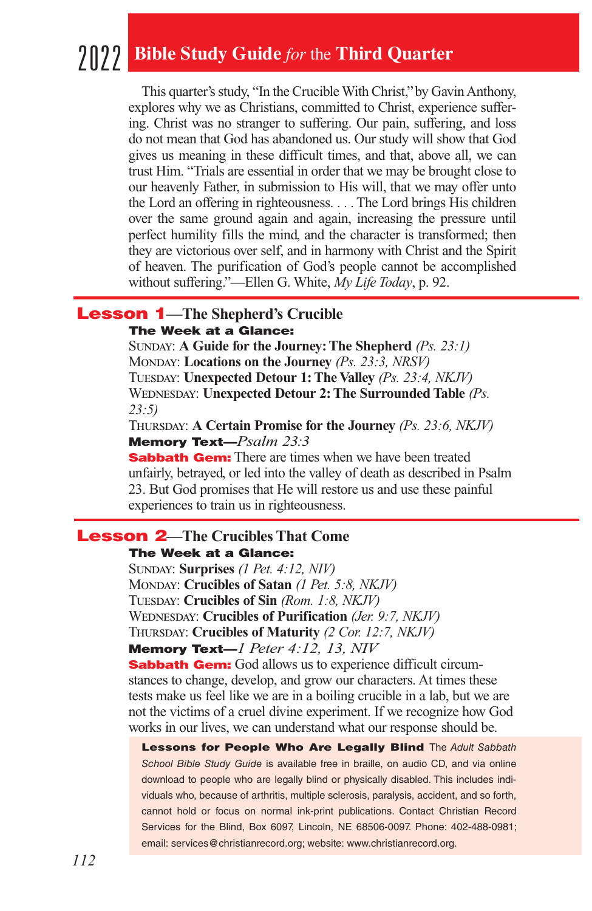# 2022 Bible Study Guide *for* the Third Quarter

This quarter's study, "In the Crucible With Christ," by Gavin Anthony, explores why we as Christians, committed to Christ, experience suffering. Christ was no stranger to suffering. Our pain, suffering, and loss do not mean that God has abandoned us. Our study will show that God gives us meaning in these difficult times, and that, above all, we can trust Him. "Trials are essential in order that we may be brought close to our heavenly Father, in submission to His will, that we may offer unto the Lord an offering in righteousness. . . . The Lord brings His children over the same ground again and again, increasing the pressure until perfect humility fills the mind, and the character is transformed; then they are victorious over self, and in harmony with Christ and the Spirit of heaven. The purification of God's people cannot be accomplished without suffering."—Ellen G. White, *My Life Today*, p. 92.

## Lesson 1—The Shepherd's Crucible

**The Week at a Glance:**

SUNDAY: **A Guide for the Journey: The Shepherd** *(Ps. 23:1)*
MONDAY: **Locations on the Journey** *(Ps. 23:3, NRSV)*
TUESDAY: **Unexpected Detour 1: The Valley** *(Ps. 23:4, NKJV)*
WEDNESDAY: **Unexpected Detour 2: The Surrounded Table** *(Ps. 23:5)*
THURSDAY: **A Certain Promise for the Journey** *(Ps. 23:6, NKJV)*

**Memory Text—***Psalm 23:3*

**Sabbath Gem:** There are times when we have been treated unfairly, betrayed, or led into the valley of death as described in Psalm 23. But God promises that He will restore us and use these painful experiences to train us in righteousness.

## Lesson 2—The Crucibles That Come

**The Week at a Glance:**

SUNDAY: **Surprises** *(1 Pet. 4:12, NIV)*
MONDAY: **Crucibles of Satan** *(1 Pet. 5:8, NKJV)*
TUESDAY: **Crucibles of Sin** *(Rom. 1:8, NKJV)*
WEDNESDAY: **Crucibles of Purification** *(Jer. 9:7, NKJV)*
THURSDAY: **Crucibles of Maturity** *(2 Cor. 12:7, NKJV)*

**Memory Text—***1 Peter 4:12, 13, NIV*

**Sabbath Gem:** God allows us to experience difficult circumstances to change, develop, and grow our characters. At times these tests make us feel like we are in a boiling crucible in a lab, but we are not the victims of a cruel divine experiment. If we recognize how God works in our lives, we can understand what our response should be.

**Lessons for People Who Are Legally Blind** The *Adult Sabbath School Bible Study Guide* is available free in braille, on audio CD, and via online download to people who are legally blind or physically disabled. This includes individuals who, because of arthritis, multiple sclerosis, paralysis, accident, and so forth, cannot hold or focus on normal ink-print publications. Contact Christian Record Services for the Blind, Box 6097, Lincoln, NE 68506-0097. Phone: 402-488-0981; email: services@christianrecord.org; website: www.christianrecord.org.